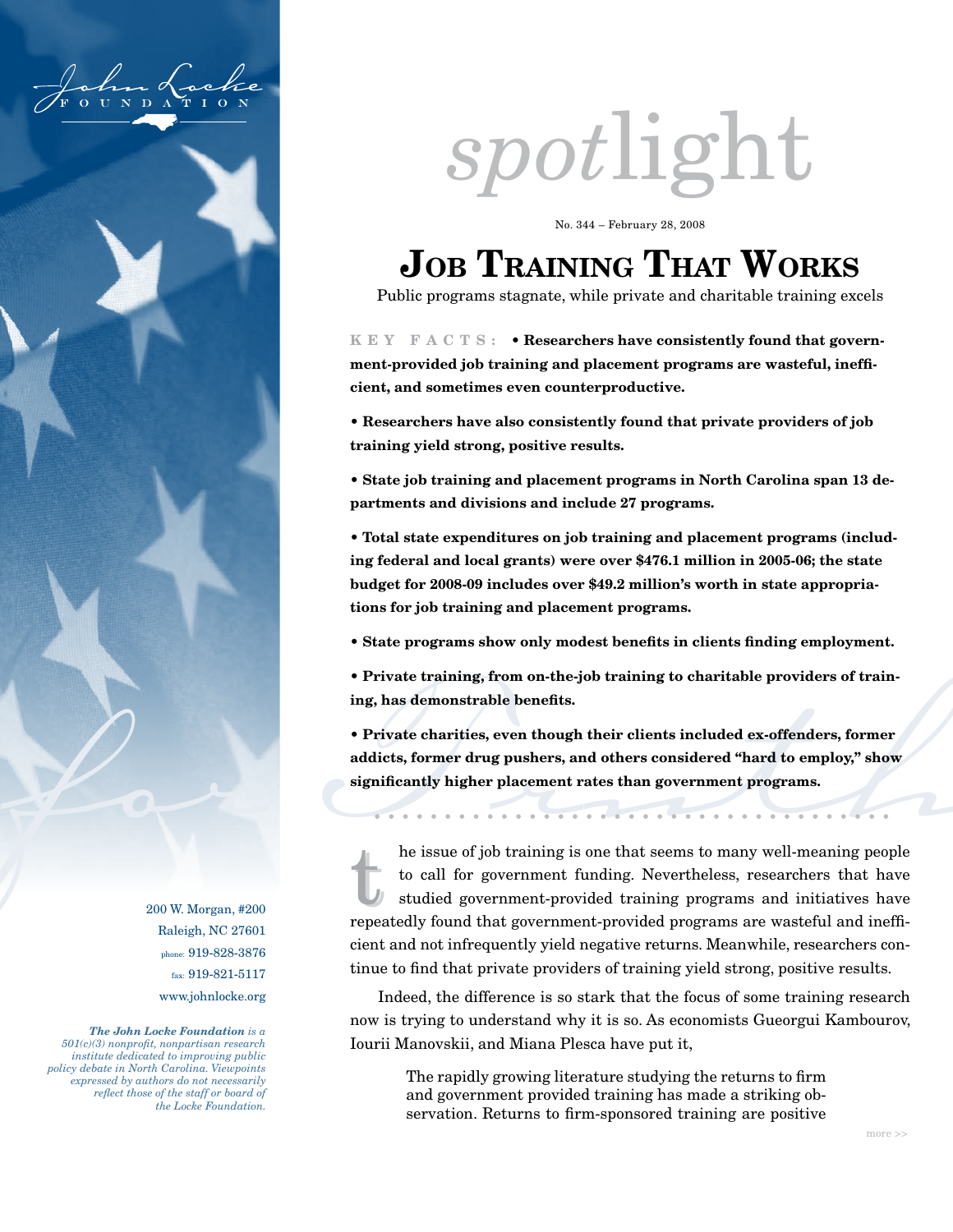John Locke FOUNDATION

# spotlight

No. 344 – February 28, 2008

# Job Training That Works

Public programs stagnate, while private and charitable training excels

**KEY FACTS:** **• Researchers have consistently found that government-provided job training and placement programs are wasteful, inefficient, and sometimes even counterproductive.**

**• Researchers have also consistently found that private providers of job training yield strong, positive results.**

**• State job training and placement programs in North Carolina span 13 departments and divisions and include 27 programs.**

**• Total state expenditures on job training and placement programs (including federal and local grants) were over $476.1 million in 2005-06; the state budget for 2008-09 includes over $49.2 million's worth in state appropriations for job training and placement programs.**

**• State programs show only modest benefits in clients finding employment.**

**• Private training, from on-the-job training to charitable providers of training, has demonstrable benefits.**

**• Private charities, even though their clients included ex-offenders, former addicts, former drug pushers, and others considered "hard to employ," show significantly higher placement rates than government programs.**

The issue of job training is one that seems to many well-meaning people to call for government funding. Nevertheless, researchers that have studied government-provided training programs and initiatives have repeatedly found that government-provided programs are wasteful and inefficient and not infrequently yield negative returns. Meanwhile, researchers continue to find that private providers of training yield strong, positive results.

Indeed, the difference is so stark that the focus of some training research now is trying to understand why it is so. As economists Gueorgui Kambourov, Iourii Manovskii, and Miana Plesca have put it,

> The rapidly growing literature studying the returns to firm and government provided training has made a striking observation. Returns to firm-sponsored training are positive

200 W. Morgan, #200
Raleigh, NC 27601
phone: 919-828-3876
fax: 919-821-5117
www.johnlocke.org

*The John Locke Foundation is a 501(c)(3) nonprofit, nonpartisan research institute dedicated to improving public policy debate in North Carolina. Viewpoints expressed by authors do not necessarily reflect those of the staff or board of the Locke Foundation.*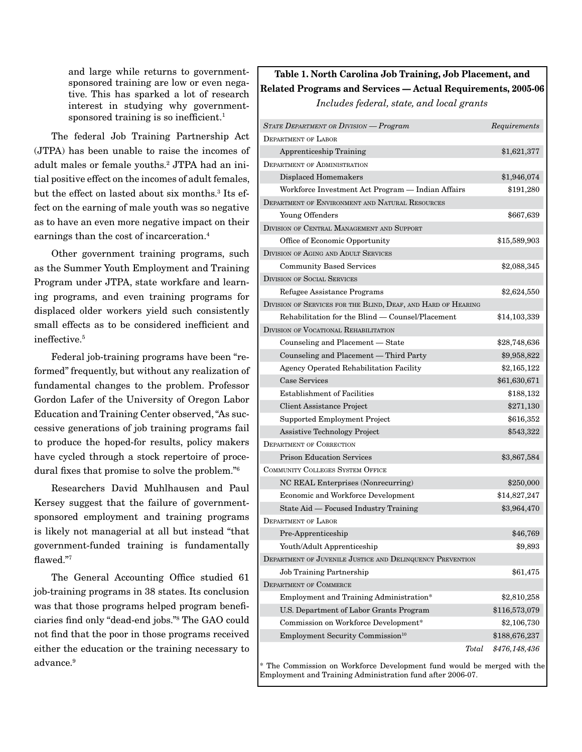and large while returns to government-sponsored training are low or even negative. This has sparked a lot of research interest in studying why government-sponsored training is so inefficient.[1]

The federal Job Training Partnership Act (JTPA) has been unable to raise the incomes of adult males or female youths.[2] JTPA had an initial positive effect on the incomes of adult females, but the effect on lasted about six months.[3] Its effect on the earning of male youth was so negative as to have an even more negative impact on their earnings than the cost of incarceration.[4]

Other government training programs, such as the Summer Youth Employment and Training Program under JTPA, state workfare and learning programs, and even training programs for displaced older workers yield such consistently small effects as to be considered inefficient and ineffective.[5]

Federal job-training programs have been "reformed" frequently, but without any realization of fundamental changes to the problem. Professor Gordon Lafer of the University of Oregon Labor Education and Training Center observed, "As successive generations of job training programs fail to produce the hoped-for results, policy makers have cycled through a stock repertoire of procedural fixes that promise to solve the problem."[6]

Researchers David Muhlhausen and Paul Kersey suggest that the failure of government-sponsored employment and training programs is likely not managerial at all but instead "that government-funded training is fundamentally flawed."[7]

The General Accounting Office studied 61 job-training programs in 38 states. Its conclusion was that those programs helped program beneficiaries find only "dead-end jobs."[8] The GAO could not find that the poor in those programs received either the education or the training necessary to advance.[9]

**Table 1. North Carolina Job Training, Job Placement, and Related Programs and Services — Actual Requirements, 2005-06**

*Includes federal, state, and local grants*

| *State Department or Division — Program* | *Requirements* |
|---|---|
| Department of Labor | |
| Apprenticeship Training | $1,621,377 |
| Department of Administration | |
| Displaced Homemakers | $1,946,074 |
| Workforce Investment Act Program — Indian Affairs | $191,280 |
| Department of Environment and Natural Resources | |
| Young Offenders | $667,639 |
| Division of Central Management and Support | |
| Office of Economic Opportunity | $15,589,903 |
| Division of Aging and Adult Services | |
| Community Based Services | $2,088,345 |
| Division of Social Services | |
| Refugee Assistance Programs | $2,624,550 |
| Division of Services for the Blind, Deaf, and Hard of Hearing | |
| Rehabilitation for the Blind — Counsel/Placement | $14,103,339 |
| Division of Vocational Rehabilitation | |
| Counseling and Placement — State | $28,748,636 |
| Counseling and Placement — Third Party | $9,958,822 |
| Agency Operated Rehabilitation Facility | $2,165,122 |
| Case Services | $61,630,671 |
| Establishment of Facilities | $188,132 |
| Client Assistance Project | $271,130 |
| Supported Employment Project | $616,352 |
| Assistive Technology Project | $543,322 |
| Department of Correction | |
| Prison Education Services | $3,867,584 |
| Community Colleges System Office | |
| NC REAL Enterprises (Nonrecurring) | $250,000 |
| Economic and Workforce Development | $14,827,247 |
| State Aid — Focused Industry Training | $3,964,470 |
| Department of Labor | |
| Pre-Apprenticeship | $46,769 |
| Youth/Adult Apprenticeship | $9,893 |
| Department of Juvenile Justice and Delinquency Prevention | |
| Job Training Partnership | $61,475 |
| Department of Commerce | |
| Employment and Training Administration* | $2,810,258 |
| U.S. Department of Labor Grants Program | $116,573,079 |
| Commission on Workforce Development* | $2,106,730 |
| Employment Security Commission[10] | $188,676,237 |
| *Total* | *$476,148,436* |

\* The Commission on Workforce Development fund would be merged with the Employment and Training Administration fund after 2006-07.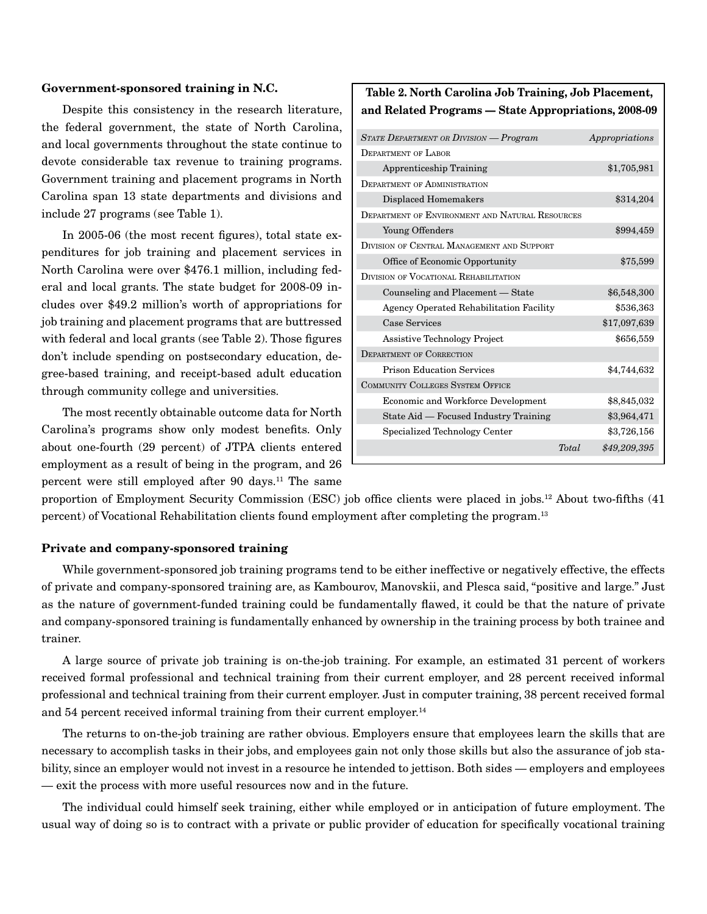### Government-sponsored training in N.C.

Despite this consistency in the research literature, the federal government, the state of North Carolina, and local governments throughout the state continue to devote considerable tax revenue to training programs. Government training and placement programs in North Carolina span 13 state departments and divisions and include 27 programs (see Table 1).

In 2005-06 (the most recent figures), total state expenditures for job training and placement services in North Carolina were over $476.1 million, including federal and local grants. The state budget for 2008-09 includes over $49.2 million's worth of appropriations for job training and placement programs that are buttressed with federal and local grants (see Table 2). Those figures don't include spending on postsecondary education, degree-based training, and receipt-based adult education through community college and universities.

The most recently obtainable outcome data for North Carolina's programs show only modest benefits. Only about one-fourth (29 percent) of JTPA clients entered employment as a result of being in the program, and 26 percent were still employed after 90 days.[11] The same proportion of Employment Security Commission (ESC) job office clients were placed in jobs.[12] About two-fifths (41 percent) of Vocational Rehabilitation clients found employment after completing the program.[13]

**Table 2. North Carolina Job Training, Job Placement, and Related Programs — State Appropriations, 2008-09**

| *State Department or Division — Program* | *Appropriations* |
|---|---|
| Department of Labor | |
| Apprenticeship Training | $1,705,981 |
| Department of Administration | |
| Displaced Homemakers | $314,204 |
| Department of Environment and Natural Resources | |
| Young Offenders | $994,459 |
| Division of Central Management and Support | |
| Office of Economic Opportunity | $75,599 |
| Division of Vocational Rehabilitation | |
| Counseling and Placement — State | $6,548,300 |
| Agency Operated Rehabilitation Facility | $536,363 |
| Case Services | $17,097,639 |
| Assistive Technology Project | $656,559 |
| Department of Correction | |
| Prison Education Services | $4,744,632 |
| Community Colleges System Office | |
| Economic and Workforce Development | $8,845,032 |
| State Aid — Focused Industry Training | $3,964,471 |
| Specialized Technology Center | $3,726,156 |
| *Total* | *$49,209,395* |

### Private and company-sponsored training

While government-sponsored job training programs tend to be either ineffective or negatively effective, the effects of private and company-sponsored training are, as Kambourov, Manovskii, and Plesca said, "positive and large." Just as the nature of government-funded training could be fundamentally flawed, it could be that the nature of private and company-sponsored training is fundamentally enhanced by ownership in the training process by both trainee and trainer.

A large source of private job training is on-the-job training. For example, an estimated 31 percent of workers received formal professional and technical training from their current employer, and 28 percent received informal professional and technical training from their current employer. Just in computer training, 38 percent received formal and 54 percent received informal training from their current employer.[14]

The returns to on-the-job training are rather obvious. Employers ensure that employees learn the skills that are necessary to accomplish tasks in their jobs, and employees gain not only those skills but also the assurance of job stability, since an employer would not invest in a resource he intended to jettison. Both sides — employers and employees — exit the process with more useful resources now and in the future.

The individual could himself seek training, either while employed or in anticipation of future employment. The usual way of doing so is to contract with a private or public provider of education for specifically vocational training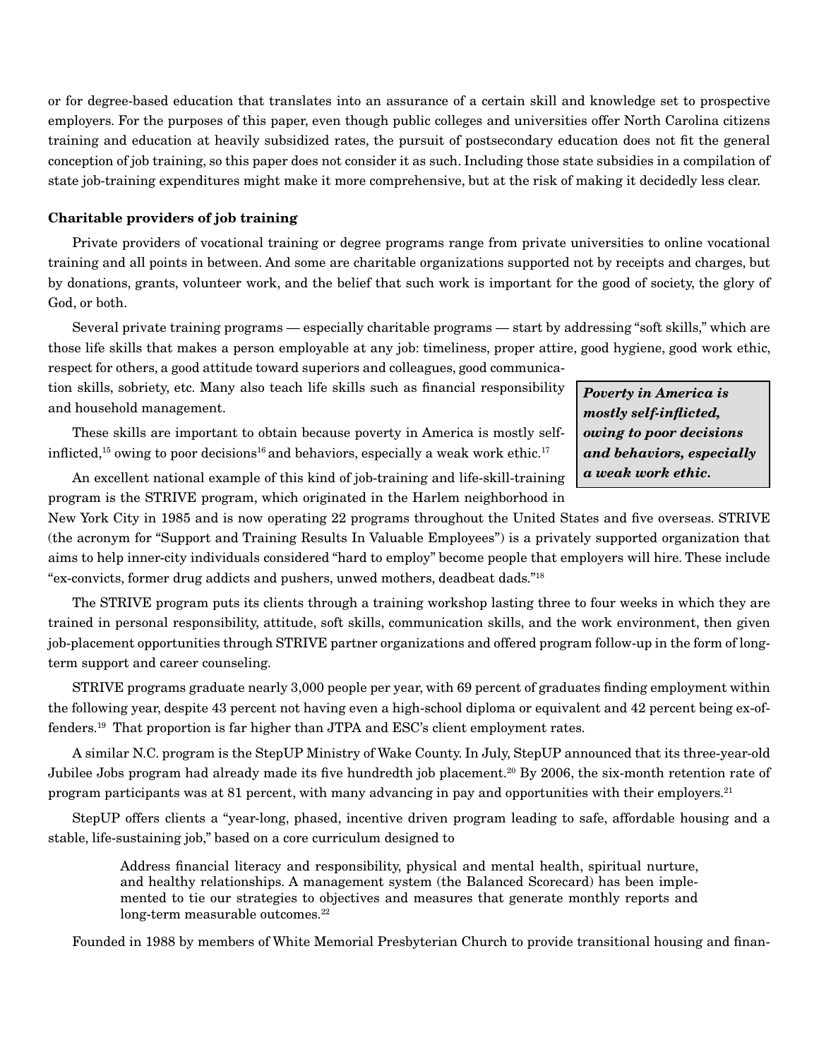or for degree-based education that translates into an assurance of a certain skill and knowledge set to prospective employers. For the purposes of this paper, even though public colleges and universities offer North Carolina citizens training and education at heavily subsidized rates, the pursuit of postsecondary education does not fit the general conception of job training, so this paper does not consider it as such. Including those state subsidies in a compilation of state job-training expenditures might make it more comprehensive, but at the risk of making it decidedly less clear.

**Charitable providers of job training**

Private providers of vocational training or degree programs range from private universities to online vocational training and all points in between. And some are charitable organizations supported not by receipts and charges, but by donations, grants, volunteer work, and the belief that such work is important for the good of society, the glory of God, or both.

Several private training programs — especially charitable programs — start by addressing "soft skills," which are those life skills that makes a person employable at any job: timeliness, proper attire, good hygiene, good work ethic, respect for others, a good attitude toward superiors and colleagues, good communication skills, sobriety, etc. Many also teach life skills such as financial responsibility and household management.

***Poverty in America is mostly self-inflicted, owing to poor decisions and behaviors, especially a weak work ethic.***

These skills are important to obtain because poverty in America is mostly self-inflicted,[15] owing to poor decisions[16] and behaviors, especially a weak work ethic.[17]

An excellent national example of this kind of job-training and life-skill-training program is the STRIVE program, which originated in the Harlem neighborhood in New York City in 1985 and is now operating 22 programs throughout the United States and five overseas. STRIVE (the acronym for "Support and Training Results In Valuable Employees") is a privately supported organization that aims to help inner-city individuals considered "hard to employ" become people that employers will hire. These include "ex-convicts, former drug addicts and pushers, unwed mothers, deadbeat dads."[18]

The STRIVE program puts its clients through a training workshop lasting three to four weeks in which they are trained in personal responsibility, attitude, soft skills, communication skills, and the work environment, then given job-placement opportunities through STRIVE partner organizations and offered program follow-up in the form of long-term support and career counseling.

STRIVE programs graduate nearly 3,000 people per year, with 69 percent of graduates finding employment within the following year, despite 43 percent not having even a high-school diploma or equivalent and 42 percent being ex-offenders.[19] That proportion is far higher than JTPA and ESC's client employment rates.

A similar N.C. program is the StepUP Ministry of Wake County. In July, StepUP announced that its three-year-old Jubilee Jobs program had already made its five hundredth job placement.[20] By 2006, the six-month retention rate of program participants was at 81 percent, with many advancing in pay and opportunities with their employers.[21]

StepUP offers clients a "year-long, phased, incentive driven program leading to safe, affordable housing and a stable, life-sustaining job," based on a core curriculum designed to

> Address financial literacy and responsibility, physical and mental health, spiritual nurture, and healthy relationships. A management system (the Balanced Scorecard) has been implemented to tie our strategies to objectives and measures that generate monthly reports and long-term measurable outcomes.[22]

Founded in 1988 by members of White Memorial Presbyterian Church to provide transitional housing and finan-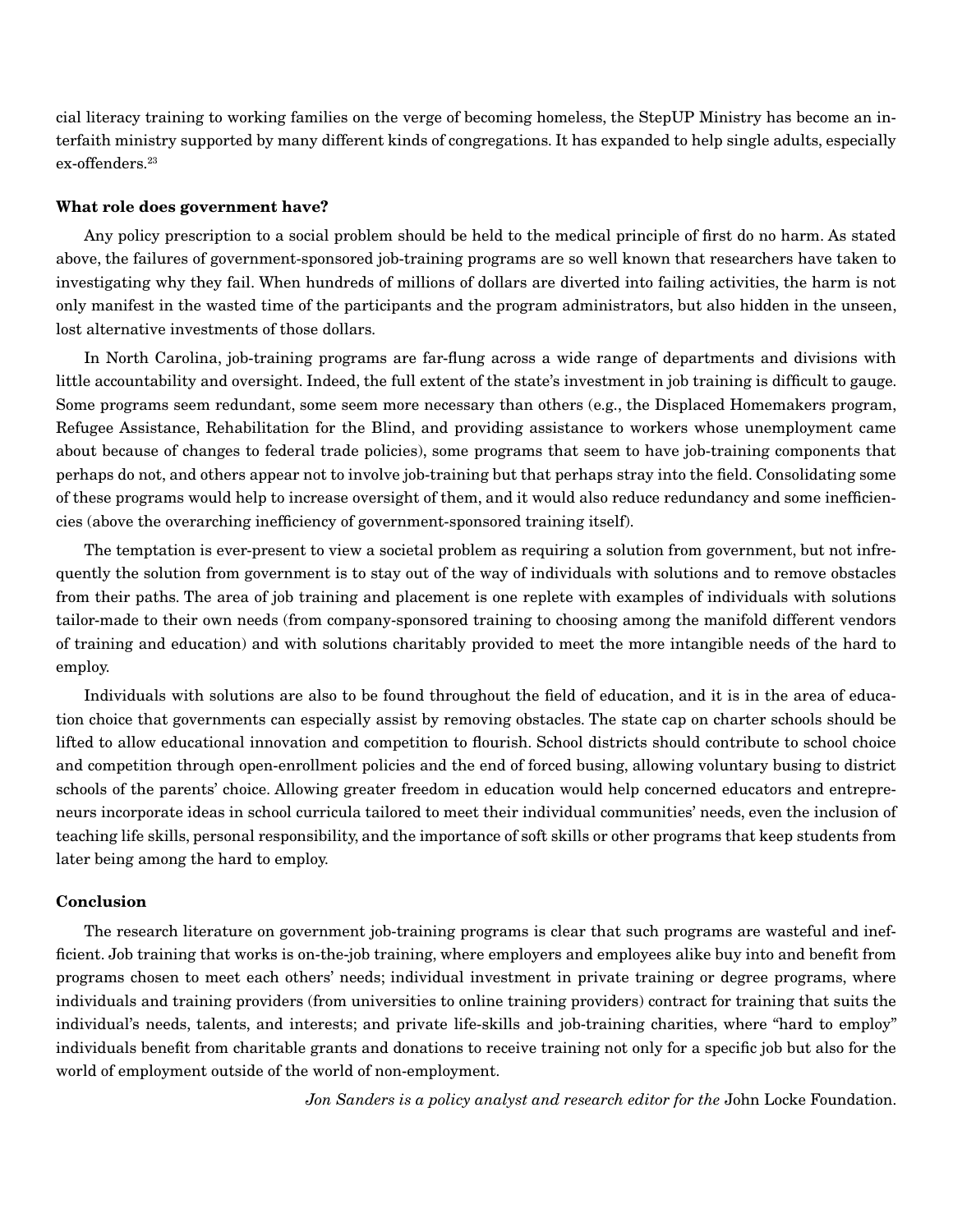cial literacy training to working families on the verge of becoming homeless, the StepUP Ministry has become an interfaith ministry supported by many different kinds of congregations. It has expanded to help single adults, especially ex-offenders.[23]

**What role does government have?**

Any policy prescription to a social problem should be held to the medical principle of first do no harm. As stated above, the failures of government-sponsored job-training programs are so well known that researchers have taken to investigating why they fail. When hundreds of millions of dollars are diverted into failing activities, the harm is not only manifest in the wasted time of the participants and the program administrators, but also hidden in the unseen, lost alternative investments of those dollars.

In North Carolina, job-training programs are far-flung across a wide range of departments and divisions with little accountability and oversight. Indeed, the full extent of the state's investment in job training is difficult to gauge. Some programs seem redundant, some seem more necessary than others (e.g., the Displaced Homemakers program, Refugee Assistance, Rehabilitation for the Blind, and providing assistance to workers whose unemployment came about because of changes to federal trade policies), some programs that seem to have job-training components that perhaps do not, and others appear not to involve job-training but that perhaps stray into the field. Consolidating some of these programs would help to increase oversight of them, and it would also reduce redundancy and some inefficiencies (above the overarching inefficiency of government-sponsored training itself).

The temptation is ever-present to view a societal problem as requiring a solution from government, but not infrequently the solution from government is to stay out of the way of individuals with solutions and to remove obstacles from their paths. The area of job training and placement is one replete with examples of individuals with solutions tailor-made to their own needs (from company-sponsored training to choosing among the manifold different vendors of training and education) and with solutions charitably provided to meet the more intangible needs of the hard to employ.

Individuals with solutions are also to be found throughout the field of education, and it is in the area of education choice that governments can especially assist by removing obstacles. The state cap on charter schools should be lifted to allow educational innovation and competition to flourish. School districts should contribute to school choice and competition through open-enrollment policies and the end of forced busing, allowing voluntary busing to district schools of the parents' choice. Allowing greater freedom in education would help concerned educators and entrepreneurs incorporate ideas in school curricula tailored to meet their individual communities' needs, even the inclusion of teaching life skills, personal responsibility, and the importance of soft skills or other programs that keep students from later being among the hard to employ.

**Conclusion**

The research literature on government job-training programs is clear that such programs are wasteful and inefficient. Job training that works is on-the-job training, where employers and employees alike buy into and benefit from programs chosen to meet each others' needs; individual investment in private training or degree programs, where individuals and training providers (from universities to online training providers) contract for training that suits the individual's needs, talents, and interests; and private life-skills and job-training charities, where "hard to employ" individuals benefit from charitable grants and donations to receive training not only for a specific job but also for the world of employment outside of the world of non-employment.

*Jon Sanders is a policy analyst and research editor for the* John Locke Foundation.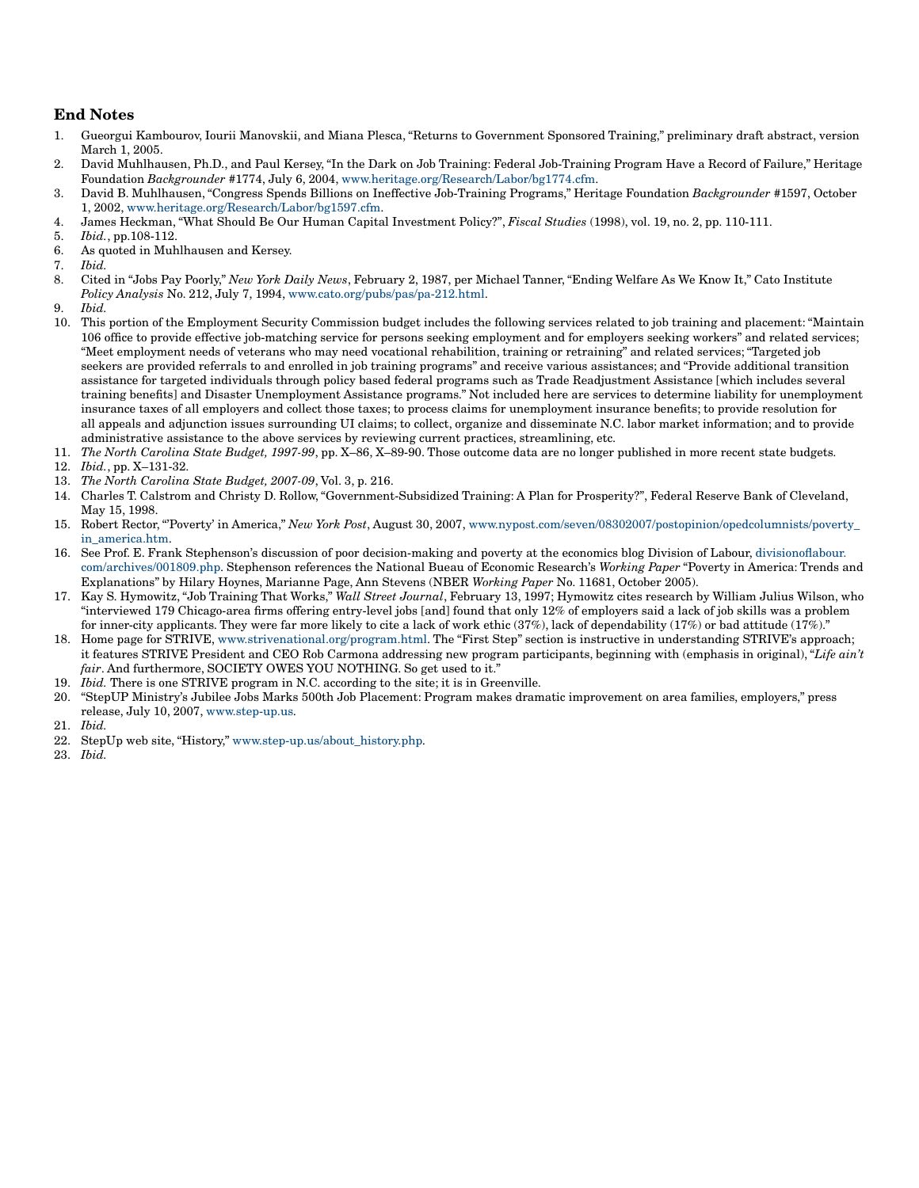## End Notes

1. Gueorgui Kambourov, Iourii Manovskii, and Miana Plesca, "Returns to Government Sponsored Training," preliminary draft abstract, version March 1, 2005.
2. David Muhlhausen, Ph.D., and Paul Kersey, "In the Dark on Job Training: Federal Job-Training Program Have a Record of Failure," Heritage Foundation *Backgrounder* #1774, July 6, 2004, www.heritage.org/Research/Labor/bg1774.cfm.
3. David B. Muhlhausen, "Congress Spends Billions on Ineffective Job-Training Programs," Heritage Foundation *Backgrounder* #1597, October 1, 2002, www.heritage.org/Research/Labor/bg1597.cfm.
4. James Heckman, "What Should Be Our Human Capital Investment Policy?", *Fiscal Studies* (1998), vol. 19, no. 2, pp. 110-111.
5. *Ibid.*, pp.108-112.
6. As quoted in Muhlhausen and Kersey.
7. *Ibid.*
8. Cited in "Jobs Pay Poorly," *New York Daily News*, February 2, 1987, per Michael Tanner, "Ending Welfare As We Know It," Cato Institute *Policy Analysis* No. 212, July 7, 1994, www.cato.org/pubs/pas/pa-212.html.
9. *Ibid.*
10. This portion of the Employment Security Commission budget includes the following services related to job training and placement: "Maintain 106 office to provide effective job-matching service for persons seeking employment and for employers seeking workers" and related services; "Meet employment needs of veterans who may need vocational rehabilition, training or retraining" and related services; "Targeted job seekers are provided referrals to and enrolled in job training programs" and receive various assistances; and "Provide additional transition assistance for targeted individuals through policy based federal programs such as Trade Readjustment Assistance [which includes several training benefits] and Disaster Unemployment Assistance programs." Not included here are services to determine liability for unemployment insurance taxes of all employers and collect those taxes; to process claims for unemployment insurance benefits; to provide resolution for all appeals and adjunction issues surrounding UI claims; to collect, organize and disseminate N.C. labor market information; and to provide administrative assistance to the above services by reviewing current practices, streamlining, etc.
11. *The North Carolina State Budget, 1997-99*, pp. X–86, X–89-90. Those outcome data are no longer published in more recent state budgets.
12. *Ibid.*, pp. X–131-32.
13. *The North Carolina State Budget, 2007-09*, Vol. 3, p. 216.
14. Charles T. Calstrom and Christy D. Rollow, "Government-Subsidized Training: A Plan for Prosperity?", Federal Reserve Bank of Cleveland, May 15, 1998.
15. Robert Rector, "'Poverty' in America," *New York Post*, August 30, 2007, www.nypost.com/seven/08302007/postopinion/opedcolumnists/poverty_in_america.htm.
16. See Prof. E. Frank Stephenson's discussion of poor decision-making and poverty at the economics blog Division of Labour, divisionoflabour.com/archives/001809.php. Stephenson references the National Bueau of Economic Research's *Working Paper* "Poverty in America: Trends and Explanations" by Hilary Hoynes, Marianne Page, Ann Stevens (NBER *Working Paper* No. 11681, October 2005).
17. Kay S. Hymowitz, "Job Training That Works," *Wall Street Journal*, February 13, 1997; Hymowitz cites research by William Julius Wilson, who "interviewed 179 Chicago-area firms offering entry-level jobs [and] found that only 12% of employers said a lack of job skills was a problem for inner-city applicants. They were far more likely to cite a lack of work ethic (37%), lack of dependability (17%) or bad attitude (17%)."
18. Home page for STRIVE, www.strivenational.org/program.html. The "First Step" section is instructive in understanding STRIVE's approach; it features STRIVE President and CEO Rob Carmona addressing new program participants, beginning with (emphasis in original), "*Life ain't fair*. And furthermore, SOCIETY OWES YOU NOTHING. So get used to it."
19. *Ibid.* There is one STRIVE program in N.C. according to the site; it is in Greenville.
20. "StepUP Ministry's Jubilee Jobs Marks 500th Job Placement: Program makes dramatic improvement on area families, employers," press release, July 10, 2007, www.step-up.us.
21. *Ibid.*
22. StepUp web site, "History," www.step-up.us/about_history.php.
23. *Ibid.*